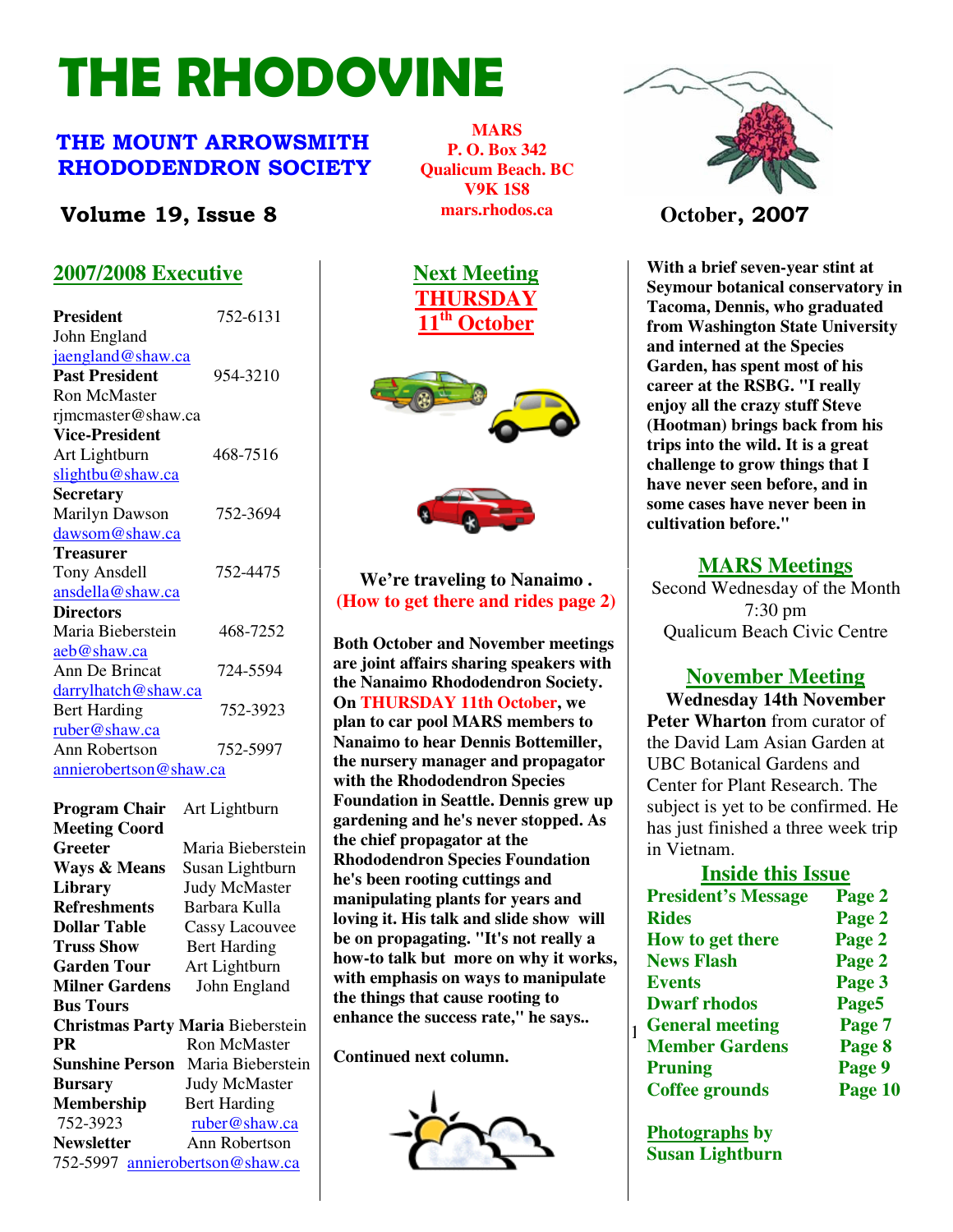# THE RHODOVINE

## THE MOUNT ARROWSMITH RHODODENDRON SOCIETY

**MARS**
**P. O. Box 342**
**Qualicum Beach. BC**
**V9K 1S8**
**mars.rhodos.ca**

**Volume 19, Issue 8**

**October, 2007**

## 2007/2008 Executive

**President** 752-6131
John England
jaengland@shaw.ca

**Past President** 954-3210
Ron McMaster
rjmcmaster@shaw.ca

**Vice-President**
Art Lightburn 468-7516
slightbu@shaw.ca

**Secretary**
Marilyn Dawson 752-3694
dawsom@shaw.ca

**Treasurer**
Tony Ansdell 752-4475
ansdella@shaw.ca

**Directors**
Maria Bieberstein 468-7252
aeb@shaw.ca
Ann De Brincat 724-5594
darrylhatch@shaw.ca
Bert Harding 752-3923
ruber@shaw.ca
Ann Robertson 752-5997
annierobertson@shaw.ca

**Program Chair** Art Lightburn
**Meeting Coord**
**Greeter** Maria Bieberstein
**Ways & Means** Susan Lightburn
**Library** Judy McMaster
**Refreshments** Barbara Kulla
**Dollar Table** Cassy Lacouvee
**Truss Show** Bert Harding
**Garden Tour** Art Lightburn
**Milner Gardens** John England
**Bus Tours**
**Christmas Party** Maria Bieberstein
**PR** Ron McMaster
**Sunshine Person** Maria Bieberstein
**Bursary** Judy McMaster
**Membership** Bert Harding
752-3923 ruber@shaw.ca
**Newsletter** Ann Robertson
752-5997 annierobertson@shaw.ca

## Next Meeting THURSDAY 11th October

**We're traveling to Nanaimo .**
**(How to get there and rides page 2)**

**Both October and November meetings are joint affairs sharing speakers with the Nanaimo Rhododendron Society. On THURSDAY 11th October, we plan to car pool MARS members to Nanaimo to hear Dennis Bottemiller, the nursery manager and propagator with the Rhododendron Species Foundation in Seattle. Dennis grew up gardening and he's never stopped. As the chief propagator at the Rhododendron Species Foundation he's been rooting cuttings and manipulating plants for years and loving it. His talk and slide show will be on propagating. "It's not really a how-to talk but more on why it works, with emphasis on ways to manipulate the things that cause rooting to enhance the success rate," he says..**

**Continued next column.**

**With a brief seven-year stint at Seymour botanical conservatory in Tacoma, Dennis, who graduated from Washington State University and interned at the Species Garden, has spent most of his career at the RSBG. "I really enjoy all the crazy stuff Steve (Hootman) brings back from his trips into the wild. It is a great challenge to grow things that I have never seen before, and in some cases have never been in cultivation before."**

## MARS Meetings

Second Wednesday of the Month
7:30 pm
Qualicum Beach Civic Centre

## November Meeting

**Wednesday 14th November**
**Peter Wharton** from curator of the David Lam Asian Garden at UBC Botanical Gardens and Center for Plant Research. The subject is yet to be confirmed. He has just finished a three week trip in Vietnam.

## Inside this Issue

| | |
|---|---|
| President's Message | Page 2 |
| Rides | Page 2 |
| How to get there | Page 2 |
| News Flash | Page 2 |
| Events | Page 3 |
| Dwarf rhodos | Page5 |
| General meeting | Page 7 |
| Member Gardens | Page 8 |
| Pruning | Page 9 |
| Coffee grounds | Page 10 |

**Photographs by Susan Lightburn**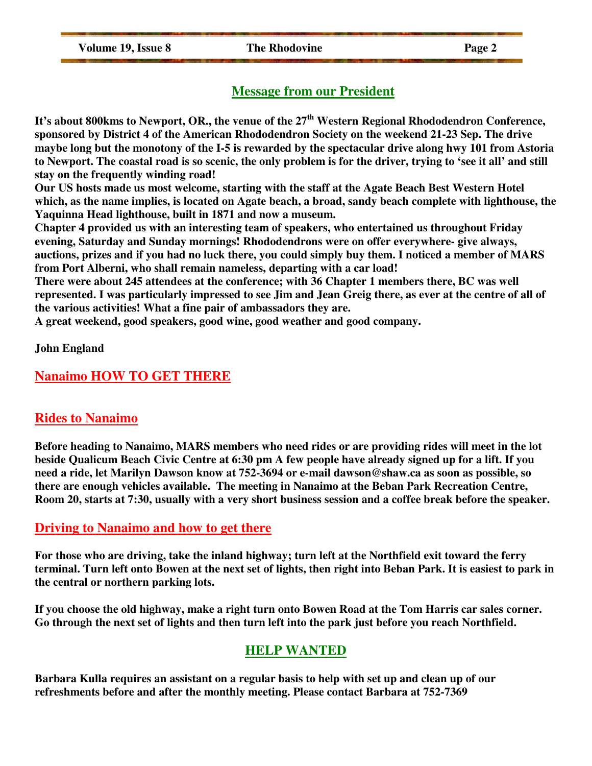## Message from our President

**It's about 800kms to Newport, OR., the venue of the 27th Western Regional Rhododendron Conference, sponsored by District 4 of the American Rhododendron Society on the weekend 21-23 Sep. The drive maybe long but the monotony of the I-5 is rewarded by the spectacular drive along hwy 101 from Astoria to Newport. The coastal road is so scenic, the only problem is for the driver, trying to 'see it all' and still stay on the frequently winding road!**

**Our US hosts made us most welcome, starting with the staff at the Agate Beach Best Western Hotel which, as the name implies, is located on Agate beach, a broad, sandy beach complete with lighthouse, the Yaquinna Head lighthouse, built in 1871 and now a museum.**

**Chapter 4 provided us with an interesting team of speakers, who entertained us throughout Friday evening, Saturday and Sunday mornings! Rhododendrons were on offer everywhere- give always, auctions, prizes and if you had no luck there, you could simply buy them. I noticed a member of MARS from Port Alberni, who shall remain nameless, departing with a car load!**

**There were about 245 attendees at the conference; with 36 Chapter 1 members there, BC was well represented. I was particularly impressed to see Jim and Jean Greig there, as ever at the centre of all of the various activities! What a fine pair of ambassadors they are.**

**A great weekend, good speakers, good wine, good weather and good company.**

**John England**

## Nanaimo HOW TO GET THERE

### Rides to Nanaimo

**Before heading to Nanaimo, MARS members who need rides or are providing rides will meet in the lot beside Qualicum Beach Civic Centre at 6:30 pm A few people have already signed up for a lift. If you need a ride, let Marilyn Dawson know at 752-3694 or e-mail dawson@shaw.ca as soon as possible, so there are enough vehicles available. The meeting in Nanaimo at the Beban Park Recreation Centre, Room 20, starts at 7:30, usually with a very short business session and a coffee break before the speaker.**

### Driving to Nanaimo and how to get there

**For those who are driving, take the inland highway; turn left at the Northfield exit toward the ferry terminal. Turn left onto Bowen at the next set of lights, then right into Beban Park. It is easiest to park in the central or northern parking lots.**

**If you choose the old highway, make a right turn onto Bowen Road at the Tom Harris car sales corner. Go through the next set of lights and then turn left into the park just before you reach Northfield.**

## HELP WANTED

**Barbara Kulla requires an assistant on a regular basis to help with set up and clean up of our refreshments before and after the monthly meeting. Please contact Barbara at 752-7369**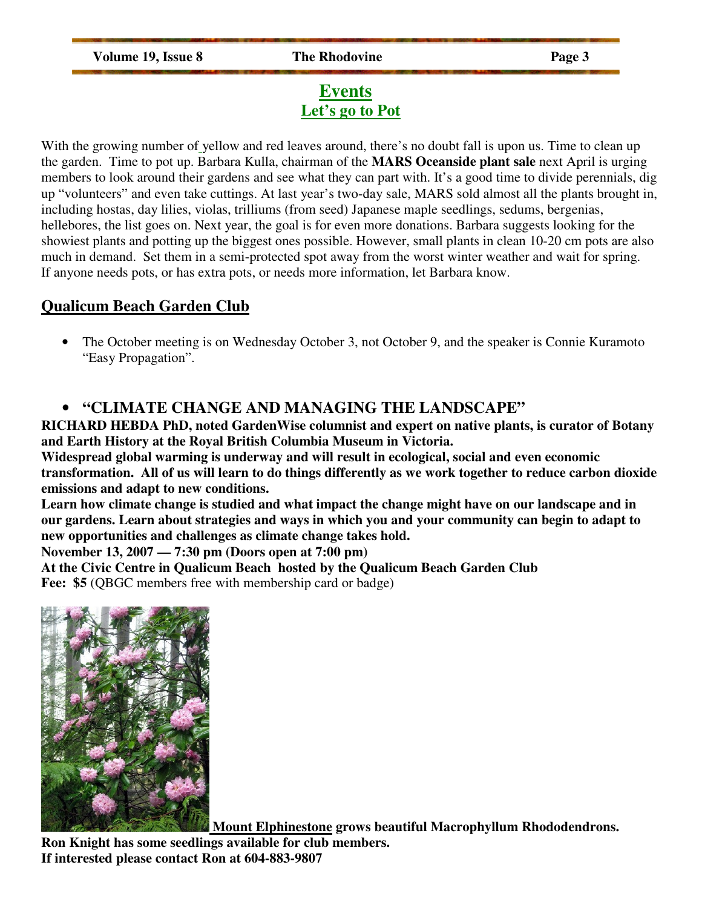# Events

## Let's go to Pot

With the growing number of yellow and red leaves around, there's no doubt fall is upon us. Time to clean up the garden. Time to pot up. Barbara Kulla, chairman of the **MARS Oceanside plant sale** next April is urging members to look around their gardens and see what they can part with. It's a good time to divide perennials, dig up "volunteers" and even take cuttings. At last year's two-day sale, MARS sold almost all the plants brought in, including hostas, day lilies, violas, trilliums (from seed) Japanese maple seedlings, sedums, bergenias, hellebores, the list goes on. Next year, the goal is for even more donations. Barbara suggests looking for the showiest plants and potting up the biggest ones possible. However, small plants in clean 10-20 cm pots are also much in demand. Set them in a semi-protected spot away from the worst winter weather and wait for spring. If anyone needs pots, or has extra pots, or needs more information, let Barbara know.

## Qualicum Beach Garden Club

- The October meeting is on Wednesday October 3, not October 9, and the speaker is Connie Kuramoto "Easy Propagation".

- **"CLIMATE CHANGE AND MANAGING THE LANDSCAPE"**

**RICHARD HEBDA PhD, noted GardenWise columnist and expert on native plants, is curator of Botany and Earth History at the Royal British Columbia Museum in Victoria.**

**Widespread global warming is underway and will result in ecological, social and even economic transformation. All of us will learn to do things differently as we work together to reduce carbon dioxide emissions and adapt to new conditions.**

**Learn how climate change is studied and what impact the change might have on our landscape and in our gardens. Learn about strategies and ways in which you and your community can begin to adapt to new opportunities and challenges as climate change takes hold.**

**November 13, 2007 — 7:30 pm (Doors open at 7:00 pm)**

**At the Civic Centre in Qualicum Beach hosted by the Qualicum Beach Garden Club**

**Fee: $5** (QBGC members free with membership card or badge)

**Mount Elphinestone grows beautiful Macrophyllum Rhododendrons.**
**Ron Knight has some seedlings available for club members.**
**If interested please contact Ron at 604-883-9807**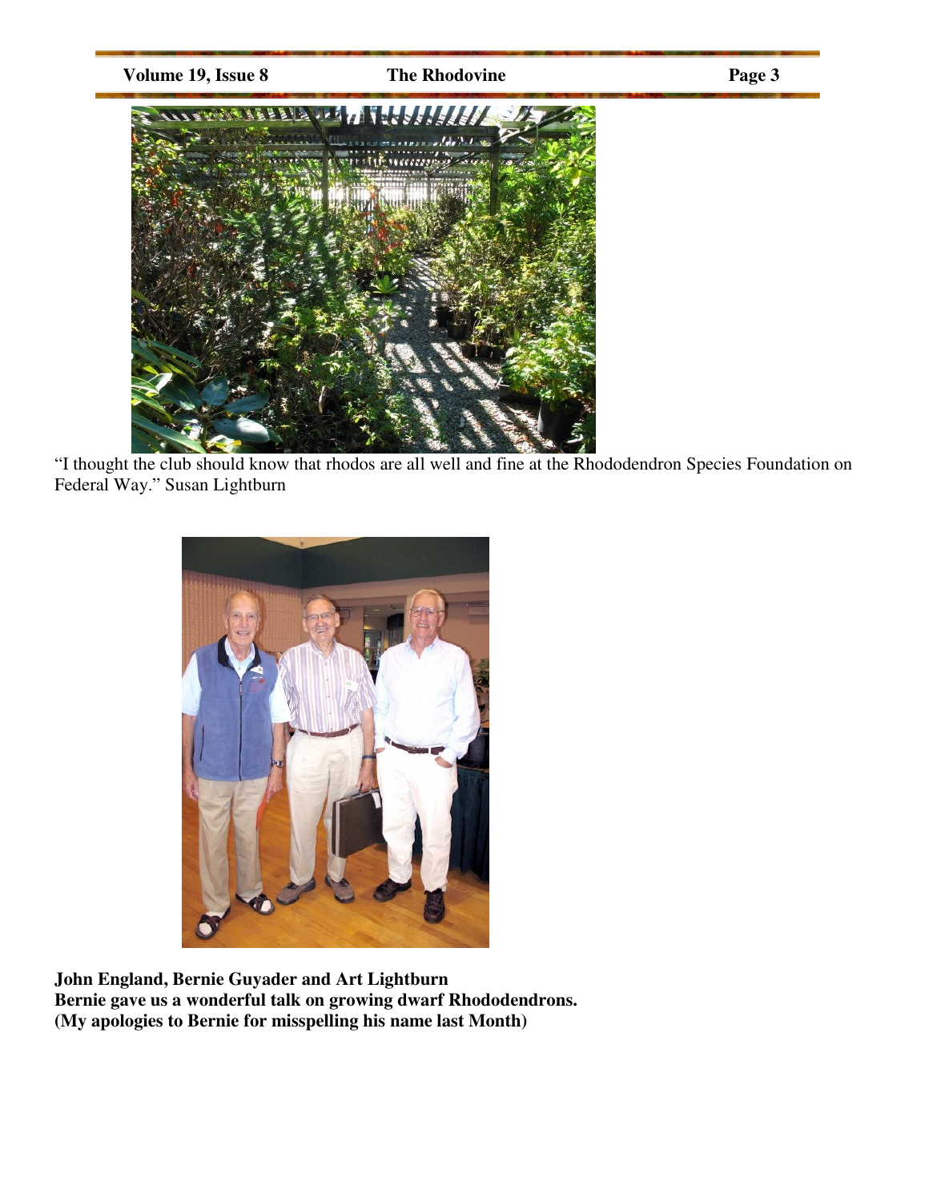"I thought the club should know that rhodos are all well and fine at the Rhododendron Species Foundation on Federal Way." Susan Lightburn

**John England, Bernie Guyader and Art Lightburn**
**Bernie gave us a wonderful talk on growing dwarf Rhododendrons.**
**(My apologies to Bernie for misspelling his name last Month)**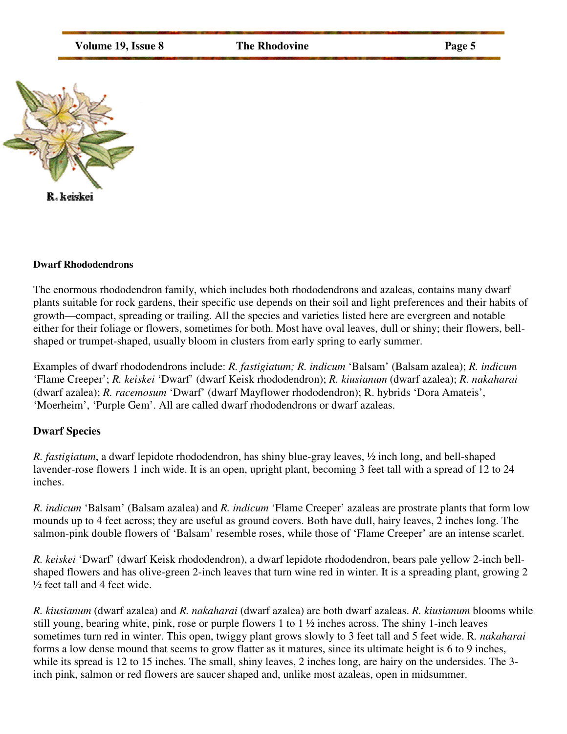R. keiskei

**Dwarf Rhododendrons**

The enormous rhododendron family, which includes both rhododendrons and azaleas, contains many dwarf plants suitable for rock gardens, their specific use depends on their soil and light preferences and their habits of growth—compact, spreading or trailing. All the species and varieties listed here are evergreen and notable either for their foliage or flowers, sometimes for both. Most have oval leaves, dull or shiny; their flowers, bell-shaped or trumpet-shaped, usually bloom in clusters from early spring to early summer.

Examples of dwarf rhododendrons include: *R. fastigiatum; R. indicum* 'Balsam' (Balsam azalea); *R. indicum* 'Flame Creeper'; *R. keiskei* 'Dwarf' (dwarf Keisk rhododendron); *R. kiusianum* (dwarf azalea); *R. nakaharai* (dwarf azalea); *R. racemosum* 'Dwarf' (dwarf Mayflower rhododendron); R. hybrids 'Dora Amateis', 'Moerheim', 'Purple Gem'. All are called dwarf rhododendrons or dwarf azaleas.

**Dwarf Species**

*R. fastigiatum*, a dwarf lepidote rhododendron, has shiny blue-gray leaves, ½ inch long, and bell-shaped lavender-rose flowers 1 inch wide. It is an open, upright plant, becoming 3 feet tall with a spread of 12 to 24 inches.

*R. indicum* 'Balsam' (Balsam azalea) and *R. indicum* 'Flame Creeper' azaleas are prostrate plants that form low mounds up to 4 feet across; they are useful as ground covers. Both have dull, hairy leaves, 2 inches long. The salmon-pink double flowers of 'Balsam' resemble roses, while those of 'Flame Creeper' are an intense scarlet.

*R. keiskei* 'Dwarf' (dwarf Keisk rhododendron), a dwarf lepidote rhododendron, bears pale yellow 2-inch bell-shaped flowers and has olive-green 2-inch leaves that turn wine red in winter. It is a spreading plant, growing 2 ½ feet tall and 4 feet wide.

*R. kiusianum* (dwarf azalea) and *R. nakaharai* (dwarf azalea) are both dwarf azaleas. *R. kiusianum* blooms while still young, bearing white, pink, rose or purple flowers 1 to 1 ½ inches across. The shiny 1-inch leaves sometimes turn red in winter. This open, twiggy plant grows slowly to 3 feet tall and 5 feet wide. R. *nakaharai* forms a low dense mound that seems to grow flatter as it matures, since its ultimate height is 6 to 9 inches, while its spread is 12 to 15 inches. The small, shiny leaves, 2 inches long, are hairy on the undersides. The 3-inch pink, salmon or red flowers are saucer shaped and, unlike most azaleas, open in midsummer.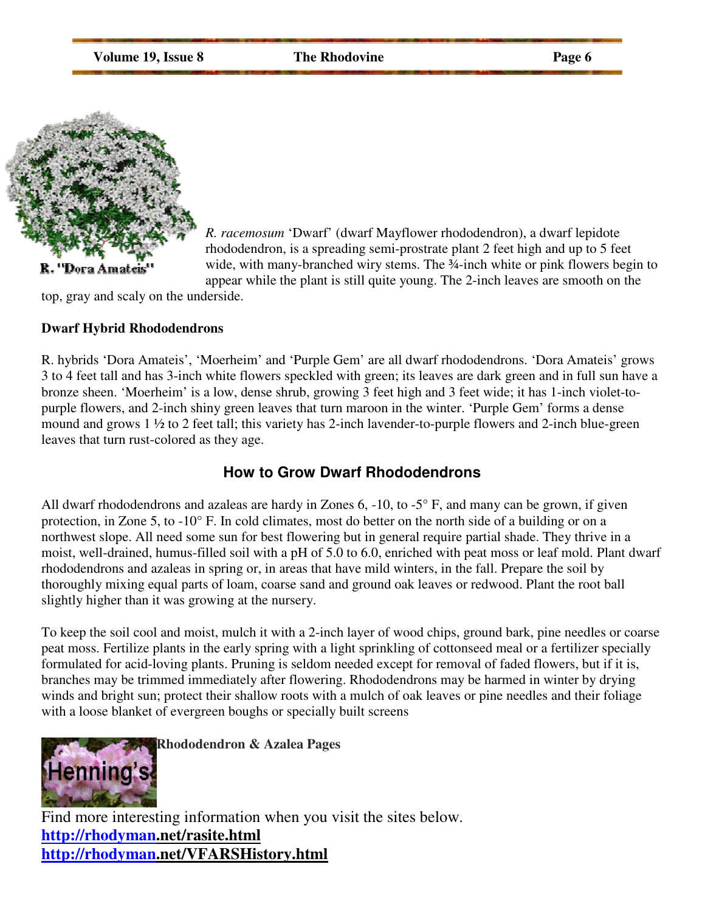R. "Dora Amateis"

*R. racemosum* 'Dwarf' (dwarf Mayflower rhododendron), a dwarf lepidote rhododendron, is a spreading semi-prostrate plant 2 feet high and up to 5 feet wide, with many-branched wiry stems. The ¾-inch white or pink flowers begin to appear while the plant is still quite young. The 2-inch leaves are smooth on the top, gray and scaly on the underside.

**Dwarf Hybrid Rhododendrons**

R. hybrids 'Dora Amateis', 'Moerheim' and 'Purple Gem' are all dwarf rhododendrons. 'Dora Amateis' grows 3 to 4 feet tall and has 3-inch white flowers speckled with green; its leaves are dark green and in full sun have a bronze sheen. 'Moerheim' is a low, dense shrub, growing 3 feet high and 3 feet wide; it has 1-inch violet-to-purple flowers, and 2-inch shiny green leaves that turn maroon in the winter. 'Purple Gem' forms a dense mound and grows 1 ½ to 2 feet tall; this variety has 2-inch lavender-to-purple flowers and 2-inch blue-green leaves that turn rust-colored as they age.

## How to Grow Dwarf Rhododendrons

All dwarf rhododendrons and azaleas are hardy in Zones 6, -10, to -5° F, and many can be grown, if given protection, in Zone 5, to -10° F. In cold climates, most do better on the north side of a building or on a northwest slope. All need some sun for best flowering but in general require partial shade. They thrive in a moist, well-drained, humus-filled soil with a pH of 5.0 to 6.0, enriched with peat moss or leaf mold. Plant dwarf rhododendrons and azaleas in spring or, in areas that have mild winters, in the fall. Prepare the soil by thoroughly mixing equal parts of loam, coarse sand and ground oak leaves or redwood. Plant the root ball slightly higher than it was growing at the nursery.

To keep the soil cool and moist, mulch it with a 2-inch layer of wood chips, ground bark, pine needles or coarse peat moss. Fertilize plants in the early spring with a light sprinkling of cottonseed meal or a fertilizer specially formulated for acid-loving plants. Pruning is seldom needed except for removal of faded flowers, but if it is, branches may be trimmed immediately after flowering. Rhododendrons may be harmed in winter by drying winds and bright sun; protect their shallow roots with a mulch of oak leaves or pine needles and their foliage with a loose blanket of evergreen boughs or specially built screens

Henning's **Rhododendron & Azalea Pages**

Find more interesting information when you visit the sites below.

**http://rhodyman.net/rasite.html**

**http://rhodyman.net/VFARSHistory.html**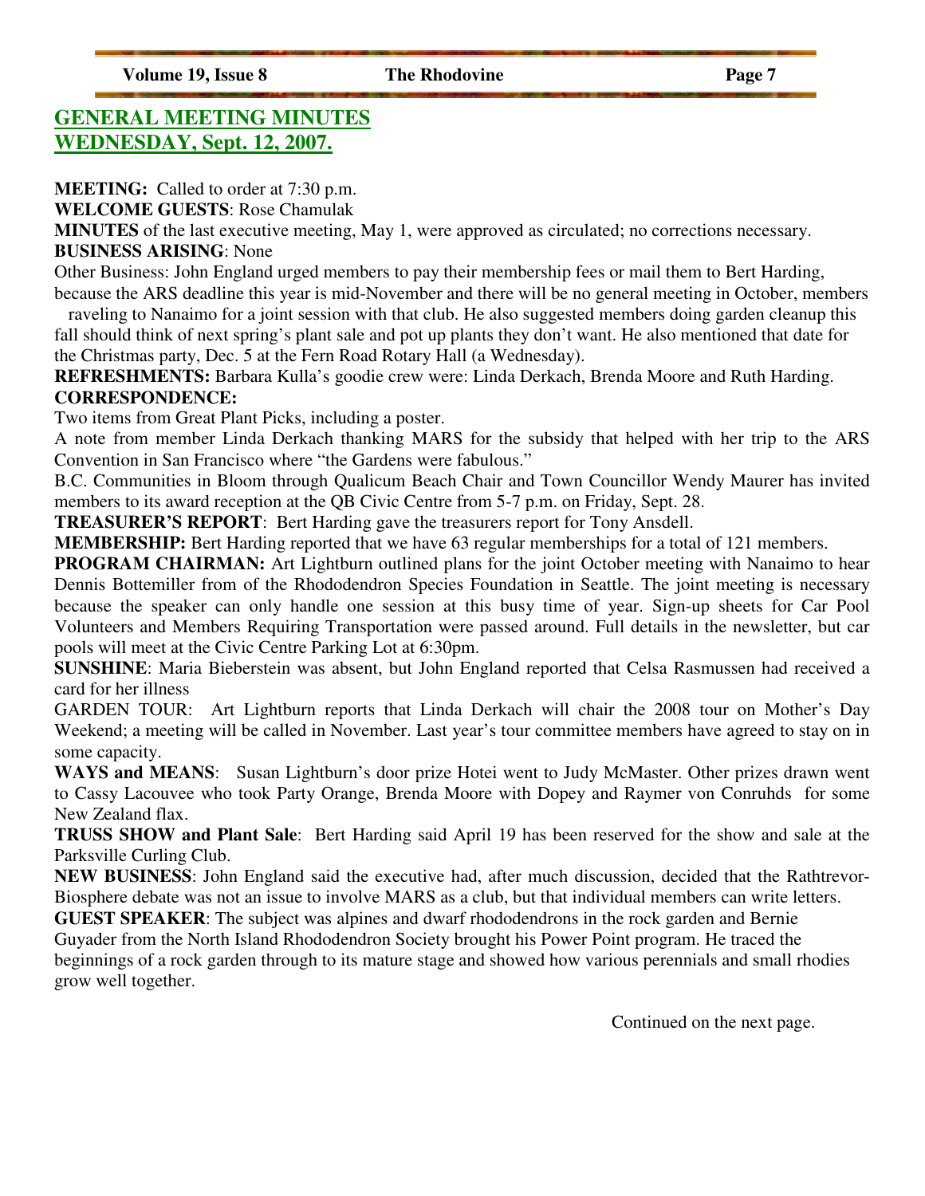## GENERAL MEETING MINUTES WEDNESDAY, Sept. 12, 2007.

**MEETING:** Called to order at 7:30 p.m.

**WELCOME GUESTS**: Rose Chamulak

**MINUTES** of the last executive meeting, May 1, were approved as circulated; no corrections necessary.

**BUSINESS ARISING**: None

Other Business: John England urged members to pay their membership fees or mail them to Bert Harding, because the ARS deadline this year is mid-November and there will be no general meeting in October, members raveling to Nanaimo for a joint session with that club. He also suggested members doing garden cleanup this fall should think of next spring's plant sale and pot up plants they don't want. He also mentioned that date for the Christmas party, Dec. 5 at the Fern Road Rotary Hall (a Wednesday).

**REFRESHMENTS:** Barbara Kulla's goodie crew were: Linda Derkach, Brenda Moore and Ruth Harding.

**CORRESPONDENCE:**

Two items from Great Plant Picks, including a poster.

A note from member Linda Derkach thanking MARS for the subsidy that helped with her trip to the ARS Convention in San Francisco where "the Gardens were fabulous."

B.C. Communities in Bloom through Qualicum Beach Chair and Town Councillor Wendy Maurer has invited members to its award reception at the QB Civic Centre from 5-7 p.m. on Friday, Sept. 28.

**TREASURER'S REPORT**: Bert Harding gave the treasurers report for Tony Ansdell.

**MEMBERSHIP:** Bert Harding reported that we have 63 regular memberships for a total of 121 members.

**PROGRAM CHAIRMAN:** Art Lightburn outlined plans for the joint October meeting with Nanaimo to hear Dennis Bottemiller from of the Rhododendron Species Foundation in Seattle. The joint meeting is necessary because the speaker can only handle one session at this busy time of year. Sign-up sheets for Car Pool Volunteers and Members Requiring Transportation were passed around. Full details in the newsletter, but car pools will meet at the Civic Centre Parking Lot at 6:30pm.

**SUNSHINE**: Maria Bieberstein was absent, but John England reported that Celsa Rasmussen had received a card for her illness

GARDEN TOUR: Art Lightburn reports that Linda Derkach will chair the 2008 tour on Mother's Day Weekend; a meeting will be called in November. Last year's tour committee members have agreed to stay on in some capacity.

**WAYS and MEANS**: Susan Lightburn's door prize Hotei went to Judy McMaster. Other prizes drawn went to Cassy Lacouvee who took Party Orange, Brenda Moore with Dopey and Raymer von Conruhds for some New Zealand flax.

**TRUSS SHOW and Plant Sale**: Bert Harding said April 19 has been reserved for the show and sale at the Parksville Curling Club.

**NEW BUSINESS**: John England said the executive had, after much discussion, decided that the Rathtrevor-Biosphere debate was not an issue to involve MARS as a club, but that individual members can write letters.

**GUEST SPEAKER**: The subject was alpines and dwarf rhododendrons in the rock garden and Bernie Guyader from the North Island Rhododendron Society brought his Power Point program. He traced the beginnings of a rock garden through to its mature stage and showed how various perennials and small rhodies grow well together.

Continued on the next page.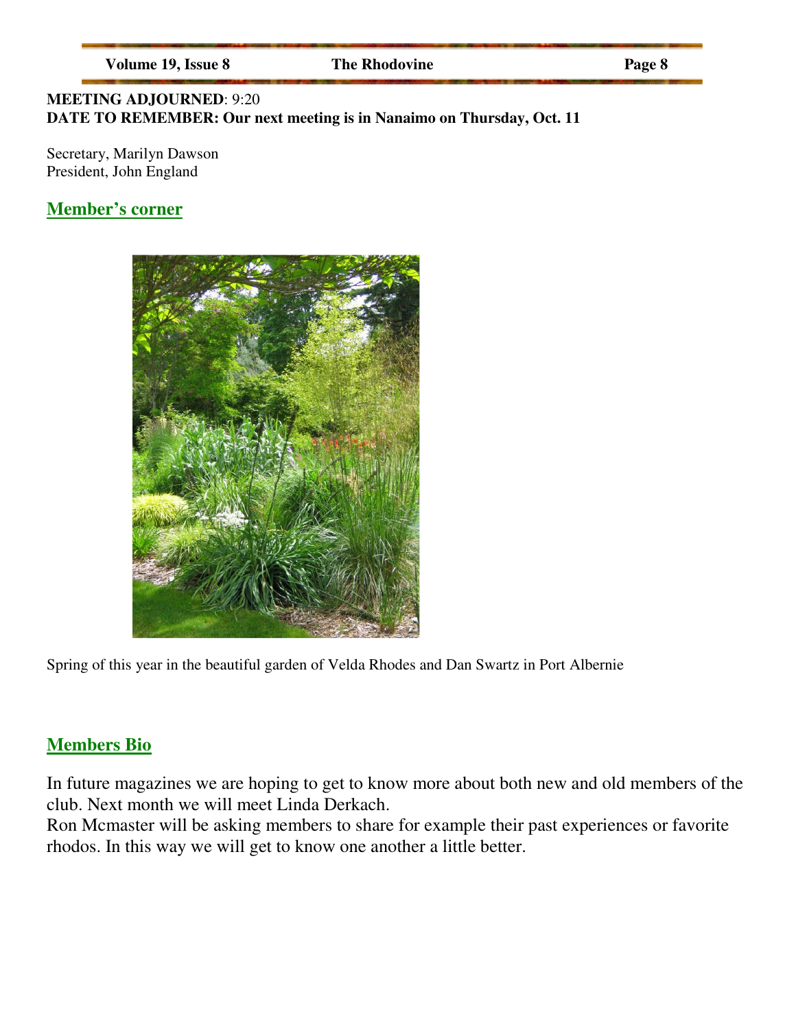**MEETING ADJOURNED**: 9:20
**DATE TO REMEMBER: Our next meeting is in Nanaimo on Thursday, Oct. 11**

Secretary, Marilyn Dawson
President, John England

## Member's corner

Spring of this year in the beautiful garden of Velda Rhodes and Dan Swartz in Port Albernie

## Members Bio

In future magazines we are hoping to get to know more about both new and old members of the club. Next month we will meet Linda Derkach.
Ron Mcmaster will be asking members to share for example their past experiences or favorite rhodos. In this way we will get to know one another a little better.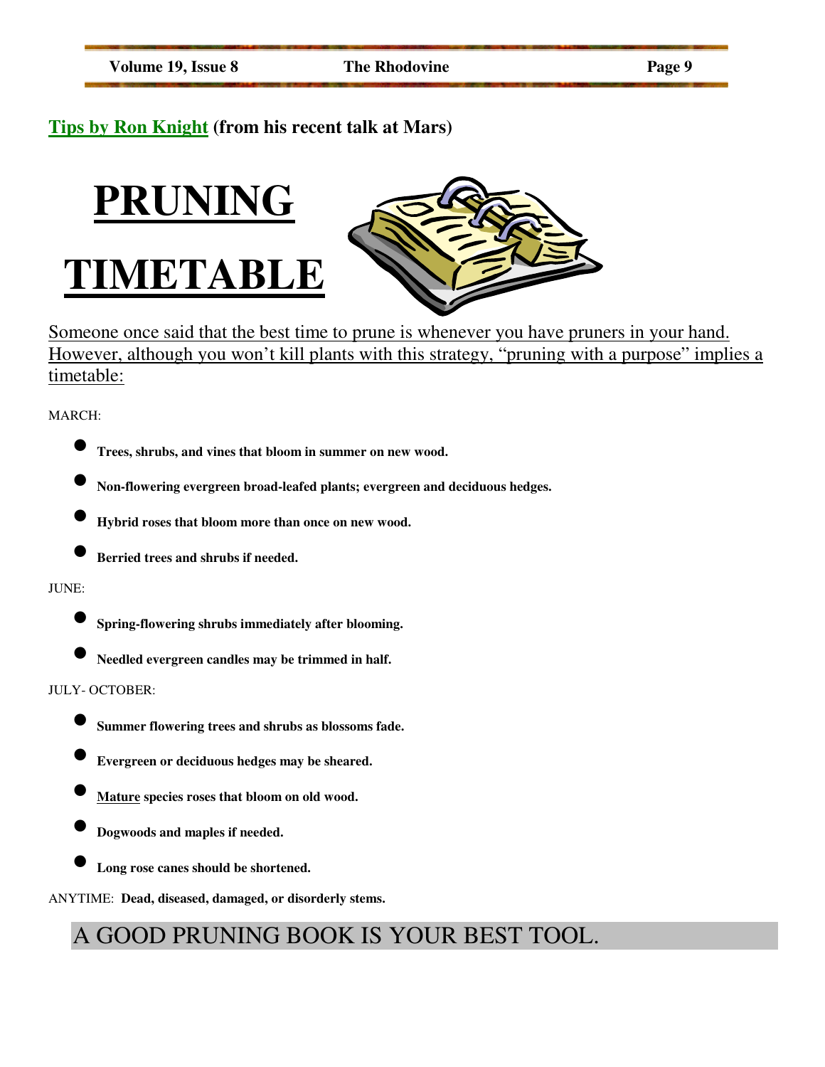**Tips by Ron Knight (from his recent talk at Mars)**

# PRUNING TIMETABLE

Someone once said that the best time to prune is whenever you have pruners in your hand. However, although you won't kill plants with this strategy, "pruning with a purpose" implies a timetable:

MARCH:

- **Trees, shrubs, and vines that bloom in summer on new wood.**
- **Non-flowering evergreen broad-leafed plants; evergreen and deciduous hedges.**
- **Hybrid roses that bloom more than once on new wood.**
- **Berried trees and shrubs if needed.**

JUNE:

- **Spring-flowering shrubs immediately after blooming.**
- **Needled evergreen candles may be trimmed in half.**

JULY- OCTOBER:

- **Summer flowering trees and shrubs as blossoms fade.**
- **Evergreen or deciduous hedges may be sheared.**
- **Mature species roses that bloom on old wood.**
- **Dogwoods and maples if needed.**
- **Long rose canes should be shortened.**

ANYTIME: **Dead, diseased, damaged, or disorderly stems.**

## A GOOD PRUNING BOOK IS YOUR BEST TOOL.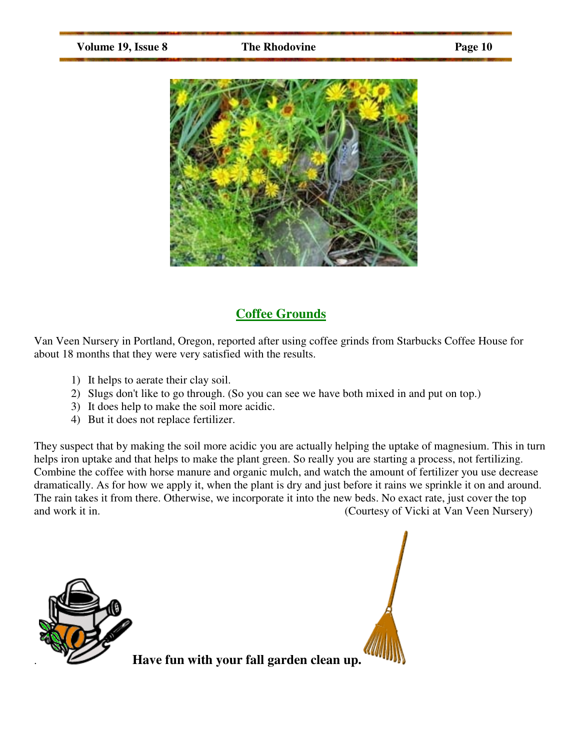## Coffee Grounds

Van Veen Nursery in Portland, Oregon, reported after using coffee grinds from Starbucks Coffee House for about 18 months that they were very satisfied with the results.

1) It helps to aerate their clay soil.
2) Slugs don't like to go through. (So you can see we have both mixed in and put on top.)
3) It does help to make the soil more acidic.
4) But it does not replace fertilizer.

They suspect that by making the soil more acidic you are actually helping the uptake of magnesium. This in turn helps iron uptake and that helps to make the plant green. So really you are starting a process, not fertilizing. Combine the coffee with horse manure and organic mulch, and watch the amount of fertilizer you use decrease dramatically. As for how we apply it, when the plant is dry and just before it rains we sprinkle it on and around. The rain takes it from there. Otherwise, we incorporate it into the new beds. No exact rate, just cover the top and work it in. (Courtesy of Vicki at Van Veen Nursery)

**Have fun with your fall garden clean up.**